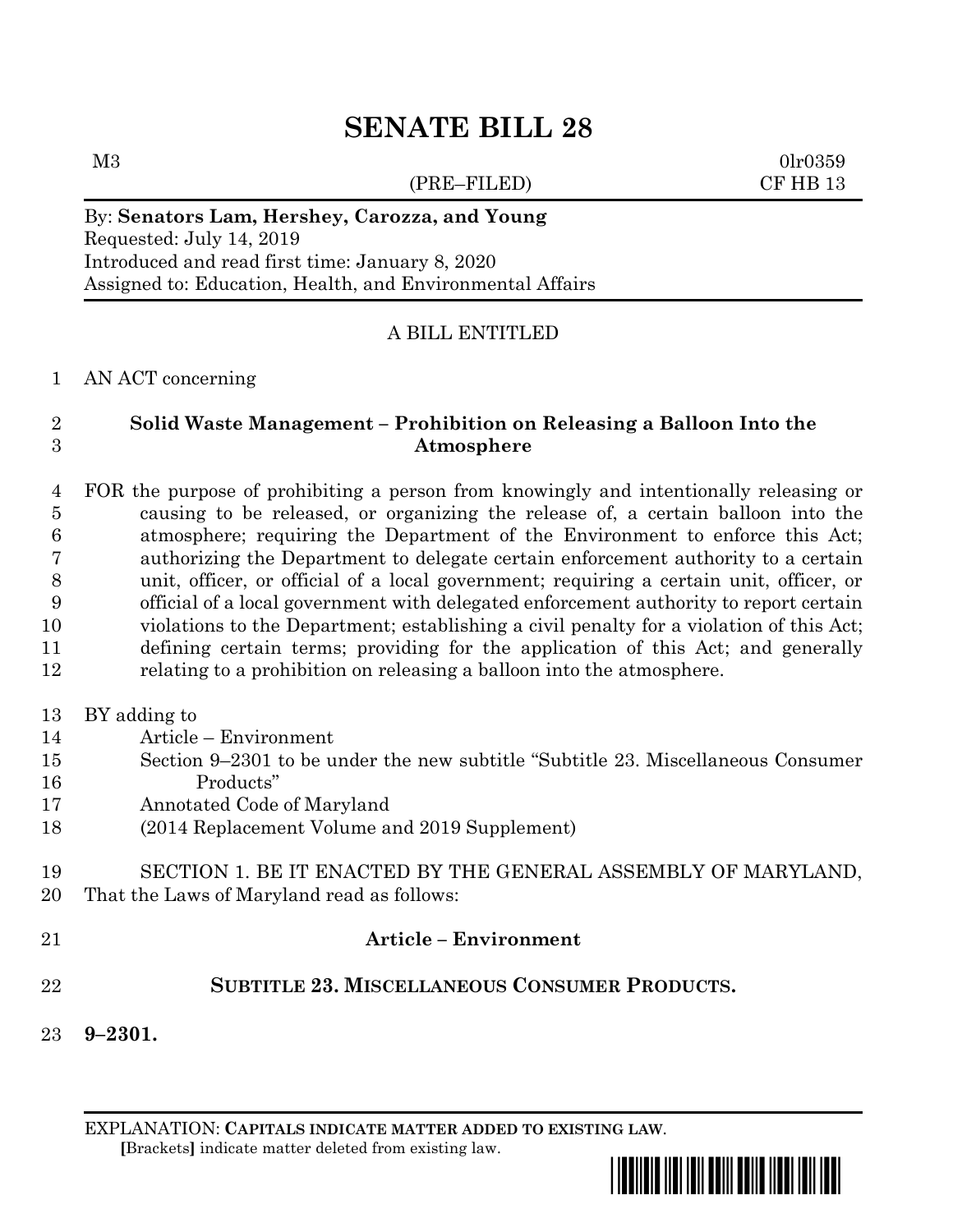# SENATE BILL 28

M3 0lr0359
(PRE–FILED) CF HB 13

By: **Senators Lam, Hershey, Carozza, and Young**
Requested: July 14, 2019
Introduced and read first time: January 8, 2020
Assigned to: Education, Health, and Environmental Affairs

A BILL ENTITLED

AN ACT concerning

**Solid Waste Management – Prohibition on Releasing a Balloon Into the Atmosphere**

FOR the purpose of prohibiting a person from knowingly and intentionally releasing or causing to be released, or organizing the release of, a certain balloon into the atmosphere; requiring the Department of the Environment to enforce this Act; authorizing the Department to delegate certain enforcement authority to a certain unit, officer, or official of a local government; requiring a certain unit, officer, or official of a local government with delegated enforcement authority to report certain violations to the Department; establishing a civil penalty for a violation of this Act; defining certain terms; providing for the application of this Act; and generally relating to a prohibition on releasing a balloon into the atmosphere.

BY adding to
Article – Environment
Section 9–2301 to be under the new subtitle "Subtitle 23. Miscellaneous Consumer Products"
Annotated Code of Maryland
(2014 Replacement Volume and 2019 Supplement)

SECTION 1. BE IT ENACTED BY THE GENERAL ASSEMBLY OF MARYLAND, That the Laws of Maryland read as follows:

**Article – Environment**

**SUBTITLE 23. MISCELLANEOUS CONSUMER PRODUCTS.**

**9–2301.**

EXPLANATION: **CAPITALS INDICATE MATTER ADDED TO EXISTING LAW.**
**[**Brackets**]** indicate matter deleted from existing law.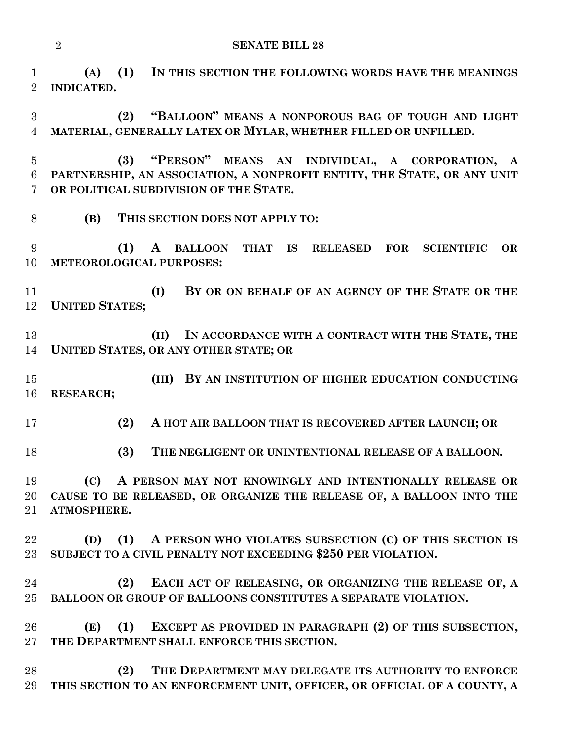**(A) (1) IN THIS SECTION THE FOLLOWING WORDS HAVE THE MEANINGS INDICATED.**

**(2) "BALLOON" MEANS A NONPOROUS BAG OF TOUGH AND LIGHT MATERIAL, GENERALLY LATEX OR MYLAR, WHETHER FILLED OR UNFILLED.**

**(3) "PERSON" MEANS AN INDIVIDUAL, A CORPORATION, A PARTNERSHIP, AN ASSOCIATION, A NONPROFIT ENTITY, THE STATE, OR ANY UNIT OR POLITICAL SUBDIVISION OF THE STATE.**

**(B) THIS SECTION DOES NOT APPLY TO:**

**(1) A BALLOON THAT IS RELEASED FOR SCIENTIFIC OR METEOROLOGICAL PURPOSES:**

**(I) BY OR ON BEHALF OF AN AGENCY OF THE STATE OR THE UNITED STATES;**

**(II) IN ACCORDANCE WITH A CONTRACT WITH THE STATE, THE UNITED STATES, OR ANY OTHER STATE; OR**

**(III) BY AN INSTITUTION OF HIGHER EDUCATION CONDUCTING RESEARCH;**

**(2) A HOT AIR BALLOON THAT IS RECOVERED AFTER LAUNCH; OR**

**(3) THE NEGLIGENT OR UNINTENTIONAL RELEASE OF A BALLOON.**

**(C) A PERSON MAY NOT KNOWINGLY AND INTENTIONALLY RELEASE OR CAUSE TO BE RELEASED, OR ORGANIZE THE RELEASE OF, A BALLOON INTO THE ATMOSPHERE.**

**(D) (1) A PERSON WHO VIOLATES SUBSECTION (C) OF THIS SECTION IS SUBJECT TO A CIVIL PENALTY NOT EXCEEDING $250 PER VIOLATION.**

**(2) EACH ACT OF RELEASING, OR ORGANIZING THE RELEASE OF, A BALLOON OR GROUP OF BALLOONS CONSTITUTES A SEPARATE VIOLATION.**

**(E) (1) EXCEPT AS PROVIDED IN PARAGRAPH (2) OF THIS SUBSECTION, THE DEPARTMENT SHALL ENFORCE THIS SECTION.**

**(2) THE DEPARTMENT MAY DELEGATE ITS AUTHORITY TO ENFORCE THIS SECTION TO AN ENFORCEMENT UNIT, OFFICER, OR OFFICIAL OF A COUNTY, A**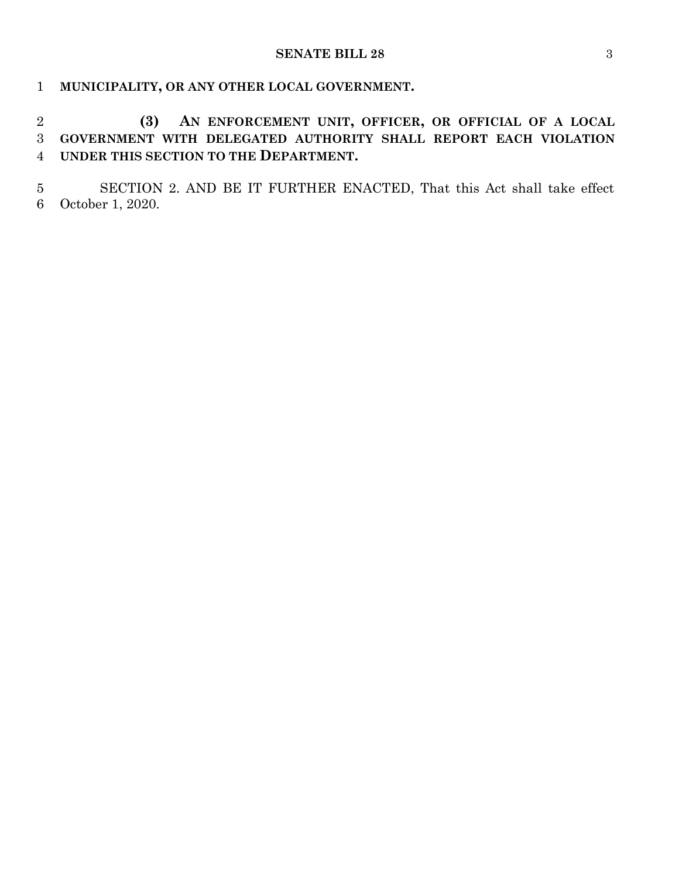**MUNICIPALITY, OR ANY OTHER LOCAL GOVERNMENT.**

**(3) AN ENFORCEMENT UNIT, OFFICER, OR OFFICIAL OF A LOCAL GOVERNMENT WITH DELEGATED AUTHORITY SHALL REPORT EACH VIOLATION UNDER THIS SECTION TO THE DEPARTMENT.**

SECTION 2. AND BE IT FURTHER ENACTED, That this Act shall take effect October 1, 2020.